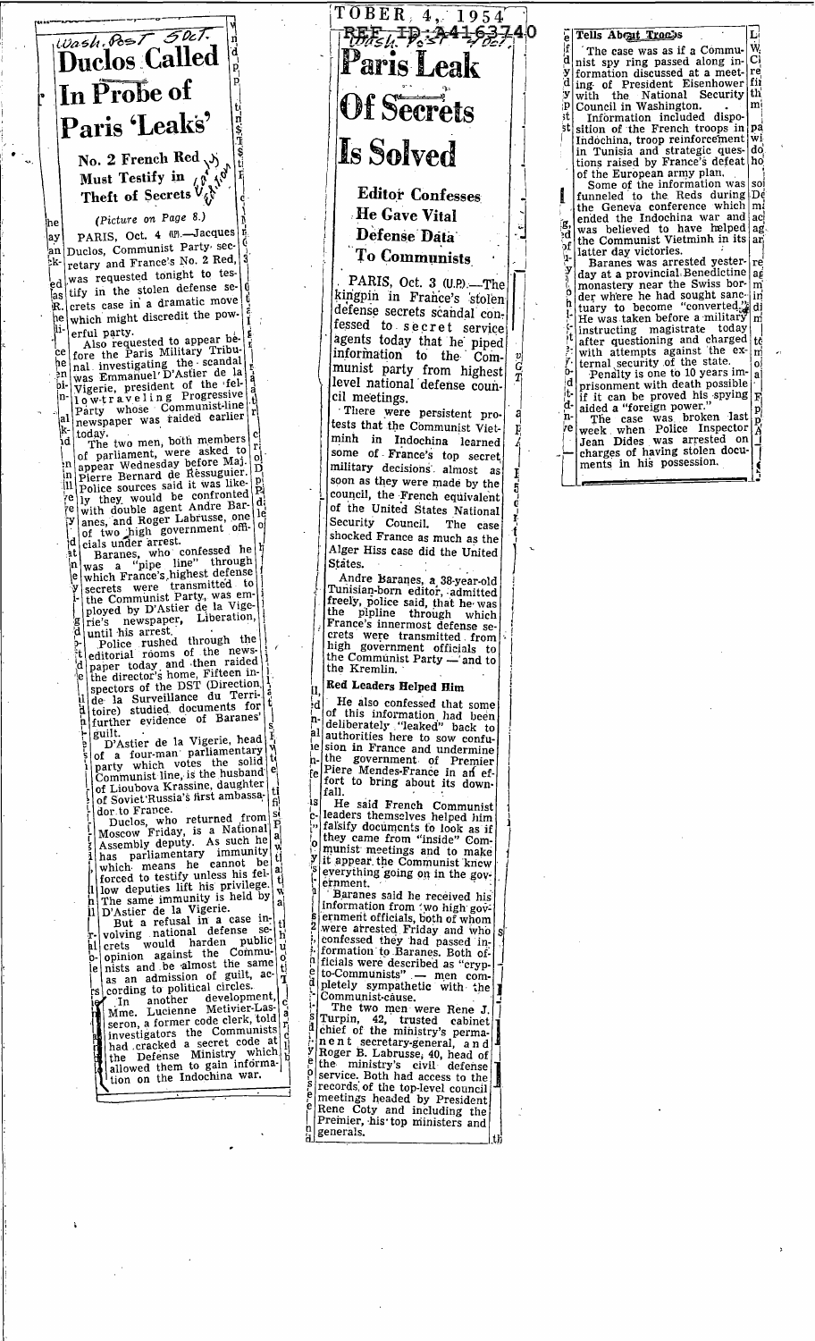Wash. Post 5 Oct.

# Duclos Called In Probe of Paris 'Leaks'

## No. 2 French Red Must Testify in Theft of Secrets

(Picture on Page 8.)

PARIS, Oct. 4 (U.P.)—Jacques Duclos, Communist Party secretary and France's No. 2 Red, was requested tonight to testify in the stolen defense secrets case in a dramatic move which might discredit the powerful party.

Also requested to appear before the Paris Military Tribunal investigating the scandal was Emmanuel D'Astier de la Vigerie, president of the fellow-traveling Progressive Party whose Communist-line newspaper was raided earlier today.

The two men, both members of parliament, were asked to appear Wednesday before Maj. Pierre Bernard de Réssuguier. Police sources said it was likely they would be confronted with double agent Andre Baranes, and Roger Labrusse, one of two high government officials under arrest.

Baranes, who confessed he was a "pipe line" through which France's highest defense secrets were transmitted to the Communist Party, was employed by D'Astier de la Vigerie's newspaper, Liberation, until his arrest.

Police rushed through the editorial rooms of the newspaper today and then raided the director's home. Fifteen inspectors of the DST (Direction de la Surveillance du Territoire) studied documents for further evidence of Baranes' guilt.

D'Astier de la Vigerie, head of a four-man parliamentary party which votes the solid Communist line, is the husband of Lioubova Krassine, daughter of Soviet Russia's first ambassador to France.

Duclos, who returned from Moscow Friday, is a National Assembly deputy. As such he has parliamentary immunity which means he cannot be forced to testify unless his fellow deputies lift his privilege. The same immunity is held by D'Astier de la Vigerie.

But a refusal in a case involving national defense secrets would harden public opinion against the Communists and be almost the same as an admission of guilt, according to political circles.

In another development, Mme. Lucienne Metivier-Lasseron, a former code clerk, told investigators the Communists had cracked a secret code at the Defense Ministry which allowed them to gain information on the Indochina war.

---

OCTOBER 4, 1954

Wash. Post 4 Oct.

# Paris Leak Of Secrets Is Solved

## Editor Confesses He Gave Vital Defense Data To Communists

PARIS, Oct. 3 (U.P.)—The kingpin in France's stolen defense secrets scandal confessed to secret service agents today that he piped information to the Communist party from highest level national defense council meetings.

There were persistent protests that the Communist Vietminh in Indochina learned some of France's top secret military decisions almost as soon as they were made by the council, the French equivalent of the United States National Security Council. The case shocked France as much as the Alger Hiss case did the United States.

Andre Baranes, a 38-year-old Tunisian-born editor, admitted freely, police said, that he was the pipline through which France's innermost defense secrets were transmitted from high government officials to the Communist Party — and to the Kremlin.

### Red Leaders Helped Him

He also confessed that some of this information had been deliberately "leaked" back to authorities here to sow confusion in France and undermine the government of Premier Piere Mendes-France in an effort to bring about its downfall.

He said French Communist leaders themselves helped him falsify documents to look as if they came from "inside" Communist meetings and to make it appear the Communist knew everything going on in the government.

Baranes said he received his information from two high government officials, both of whom were arrested Friday and who confessed they had passed information to Baranes. Both officials were described as "crypto-Communists" — men completely sympathetic with the Communist cause.

The two men were Rene J. Turpin, 42, trusted cabinet chief of the ministry's permanent secretary-general, and Roger B. Labrusse, 40, head of the ministry's civil defense service. Both had access to the records of the top-level council meetings headed by President Rene Coty and including the Premier, his top ministers and generals.

### Tells About Tracts

The case was as if a Communist spy ring passed along information discussed at a meeting of President Eisenhower with the National Security Council in Washington.

Information included disposition of the French troops in Indochina, troop reinforcement in Tunisia and strategic questions raised by France's defeat of the European army plan.

Some of the information was funneled to the Reds during the Geneva conference which ended the Indochina war and was believed to have helped the Communist Vietminh in its latter day victories.

Baranes was arrested yesterday at a provincial Benedictine monastery near the Swiss border where he had sought sanctuary to become "converted." He was taken before a military instructing magistrate today after questioning and charged with attempts against the external security of the state.

Penalty is one to 10 years imprisonment with death possible if it can be proved his spying aided a "foreign power."

The case was broken last week when Police Inspector Jean Dides was arrested on charges of having stolen documents in his possession.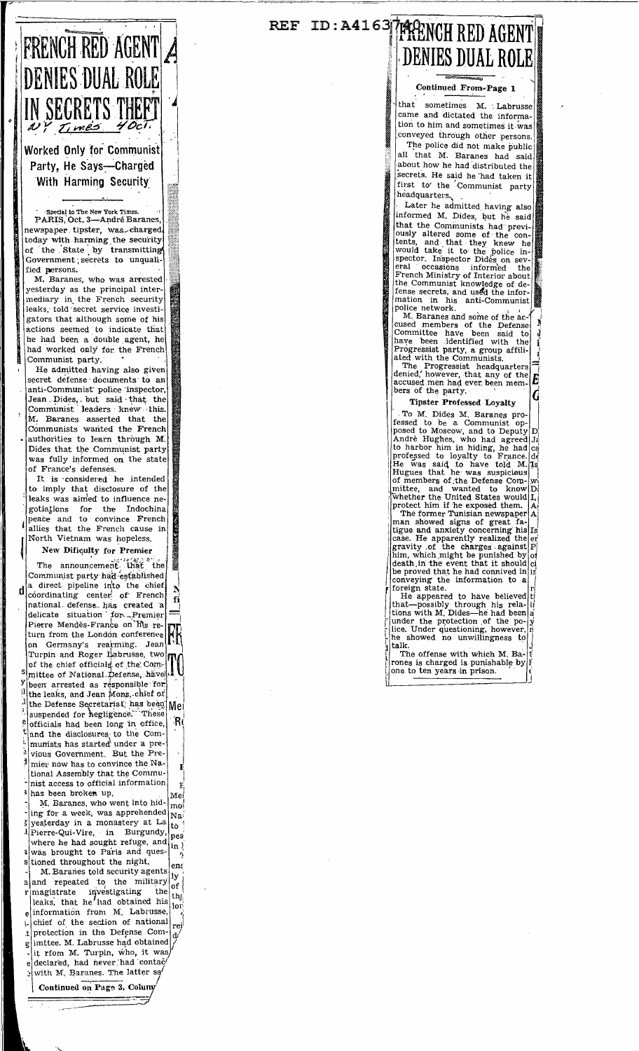# FRENCH RED AGENT DENIES DUAL ROLE IN SECRETS THEFT

*NY Times 4 Oct.*

## Worked Only for Communist Party, He Says—Charged With Harming Security

Special to The New York Times.

PARIS, Oct. 3—André Baranes, newspaper tipster, was charged today with harming the security of the State by transmitting Government secrets to unqualified persons.

M. Baranes, who was arrested yesterday as the principal intermediary in the French security leaks, told secret service investigators that although some of his actions seemed to indicate that he had been a double agent, he had worked only for the French Communist party.

He admitted having also given secret defense documents to an anti-Communist police inspector, Jean Dides, but said that the Communist leaders knew this. M. Baranes asserted that the Communists wanted the French authorities to learn through M. Dides that the Communist party was fully informed on the state of France's defenses.

It is considered he intended to imply that disclosure of the leaks was aimed to influence negotiations for the Indochina peace and to convince French allies that the French cause in North Vietnam was hopeless.

### New Difficulty for Premier

The announcement that the Communist party had established a direct pipeline into the chief coordinating center of French national defense has created a delicate situation for Premier Pierre Mendès-France on his return from the London conference on Germany's rearming. Jean Turpin and Roger Labrusse, two of the chief officials of the Committee of National Defense, have been arrested as responsible for the leaks, and Jean Mons, chief of the Defense Secretariat, has been suspended for negligence. These officials had been long in office, and the disclosures to the Communists has started under a previous Government. But the Premier now has to convince the National Assembly that the Communist access to official information has been broken up.

M. Baranes, who went into hiding for a week, was apprehended yesterday in a monastery at La Pierre-Qui-Vire, in Burgundy, where he had sought refuge, and was brought to Paris and questioned throughout the night.

M. Baranes told security agents and repeated to the military magistrate investigating the leaks, that he had obtained his information from M. Labrusse, chief of the section of national protection in the Defense Committee. M. Labrusse had obtained it rfom M. Turpin, who, it was declared, had never had contact with M. Baranes. The latter said that sometimes M. Labrusse came and dictated the information to him and sometimes it was conveyed through other persons.

The police did not make public all that M. Baranes had said about how he had distributed the secrets. He said he had taken it first to the Communist party headquarters.

Later he admitted having also informed M. Dides, but he said that the Communists had previously altered some of the contents, and that they knew he would take it to the police inspector. Inspector Dides on several occasions informed the French Ministry of Interior about the Communist knowledge of defense secrets, and used the information in his anti-Communist police network.

M. Baranes and some of the accused members of the Defense Committee have been said to have been identified with the Progressist party, a group affiliated with the Communists.

The Progressist headquarters denied, however, that any of the accused men had ever been members of the party.

### Tipster Professed Loyalty

To M. Dides, M. Baranes professed to be a Communist opposed to Moscow, and to Deputy André Hughes, who had agreed to harbor him in hiding, he had professed to loyalty to France. He was said to have told M. Hugues that he was suspicious of members of the Defense Committee, and wanted to know whether the United States would protect him if he exposed them.

The former Tunisian newspaperman showed signs of great fatigue and anxiety concerning his case. He apparently realized the gravity of the charges against him, which might be punished by death in the event that it should be proved that he had connived in conveying the information to a foreign state.

He appeared to have believed that—possibly through his relations with M. Dides—he had been under the protection of the police. Under questioning, however, he showed no unwillingness to talk.

The offense with which M. Barones is charged is punishable by one to ten years in prison.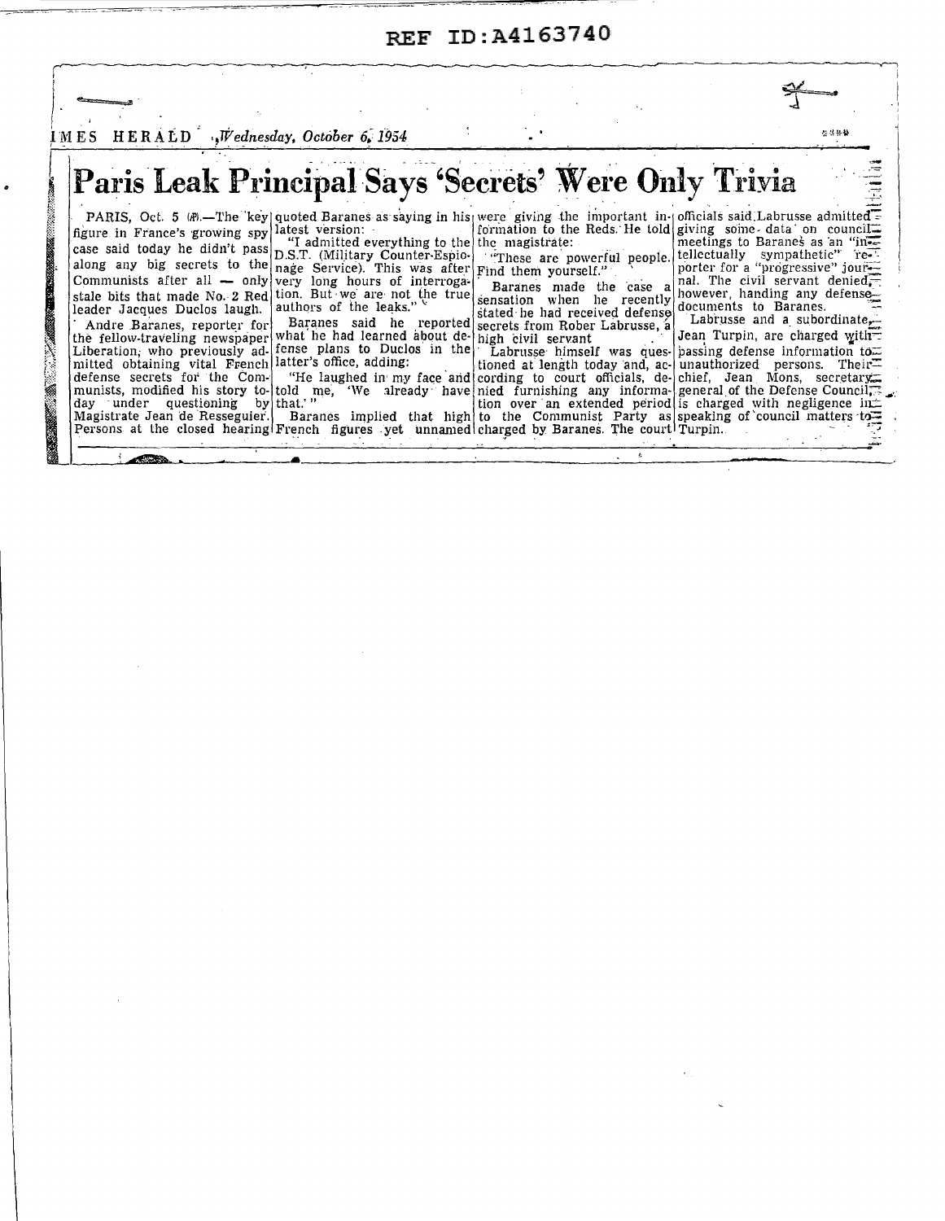REF ID:A4163740

IMES HERALD , Wednesday, October 6, 1954

# Paris Leak Principal Says 'Secrets' Were Only Trivia

PARIS, Oct. 5 (AP)—The key figure in France's growing spy case said today he didn't pass along any big secrets to the Communists after all — only stale bits that made No. 2 Red leader Jacques Duclos laugh.

Andre Baranes, reporter for the fellow-traveling newspaper Liberation, who previously admitted obtaining vital French defense secrets for the Communists, modified his story today under questioning by Magistrate Jean de Resseguier. Persons at the closed hearing quoted Baranes as saying in his latest version:

"I admitted everything to the D.S.T. (Military Counter-Espionage Service). This was after very long hours of interrogation. But we are not the true authors of the leaks."

Baranes said he reported what he had learned about defense plans to Duclos in the latter's office, adding:

"He laughed in my face and told me, 'We already have that.'"

Baranes implied that high French figures yet unnamed were giving the important information to the Reds. He told the magistrate:

"These are powerful people. Find them yourself."

Baranes made the case a sensation when he recently stated he had received defense secrets from Rober Labrusse, a high civil servant.

Labrusse himself was questioned at length today and, according to court officials, denied furnishing any information over an extended period to the Communist Party as charged by Baranes. The court officials said Labrusse admitted giving some data on council meetings to Baranes as an "intellectually sympathetic" reporter for a "progressive" journal. The civil servant denied, however, handing any defense documents to Baranes.

Labrusse and a subordinate, Jean Turpin, are charged with passing defense information to unauthorized persons. Their chief, Jean Mons, secretary general of the Defense Council, is charged with negligence in speaking of council matters to Turpin.